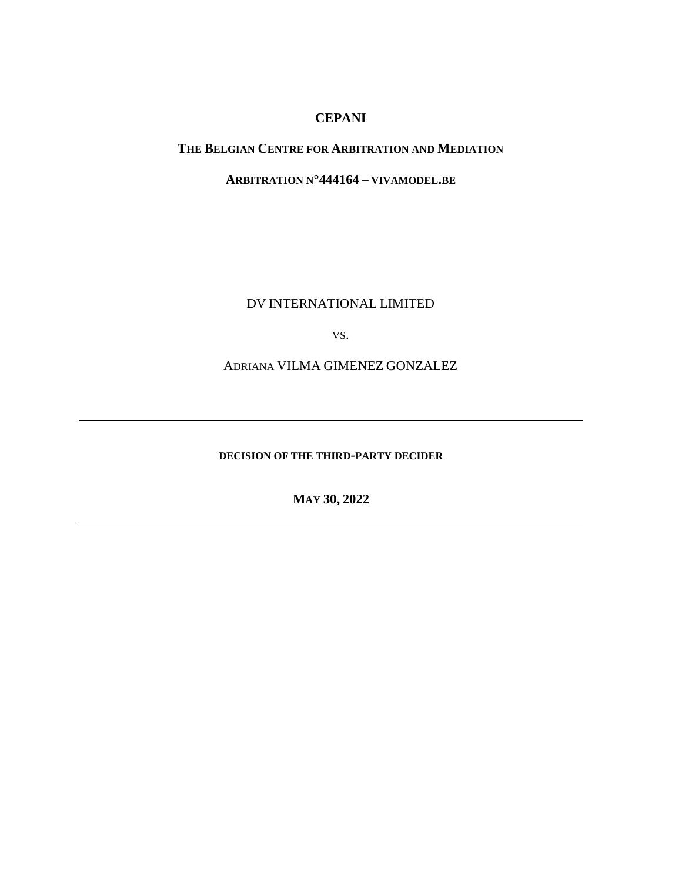# CEPANI

## THE BELGIAN CENTRE FOR ARBITRATION AND MEDIATION

## ARBITRATION N°444164 – VIVAMODEL.BE

DV INTERNATIONAL LIMITED

vs.

ADRIANA VILMA GIMENEZ GONZALEZ

---

**DECISION OF THE THIRD-PARTY DECIDER**

**MAY 30, 2022**

---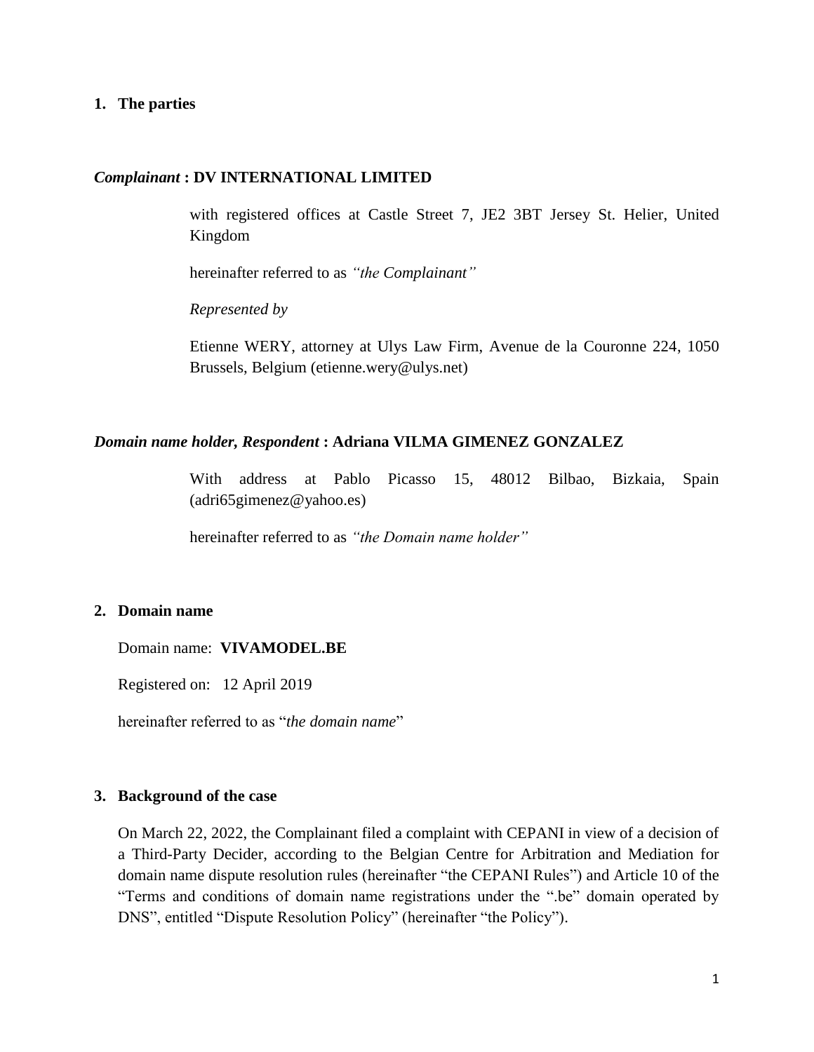## 1. The parties

***Complainant* : DV INTERNATIONAL LIMITED**

with registered offices at Castle Street 7, JE2 3BT Jersey St. Helier, United Kingdom

hereinafter referred to as *"the Complainant"*

*Represented by*

Etienne WERY, attorney at Ulys Law Firm, Avenue de la Couronne 224, 1050 Brussels, Belgium (etienne.wery@ulys.net)

***Domain name holder, Respondent* : Adriana VILMA GIMENEZ GONZALEZ**

With address at Pablo Picasso 15, 48012 Bilbao, Bizkaia, Spain (adri65gimenez@yahoo.es)

hereinafter referred to as *"the Domain name holder"*

## 2. Domain name

Domain name: **VIVAMODEL.BE**

Registered on: 12 April 2019

hereinafter referred to as "*the domain name*"

## 3. Background of the case

On March 22, 2022, the Complainant filed a complaint with CEPANI in view of a decision of a Third-Party Decider, according to the Belgian Centre for Arbitration and Mediation for domain name dispute resolution rules (hereinafter "the CEPANI Rules") and Article 10 of the "Terms and conditions of domain name registrations under the ".be" domain operated by DNS", entitled "Dispute Resolution Policy" (hereinafter "the Policy").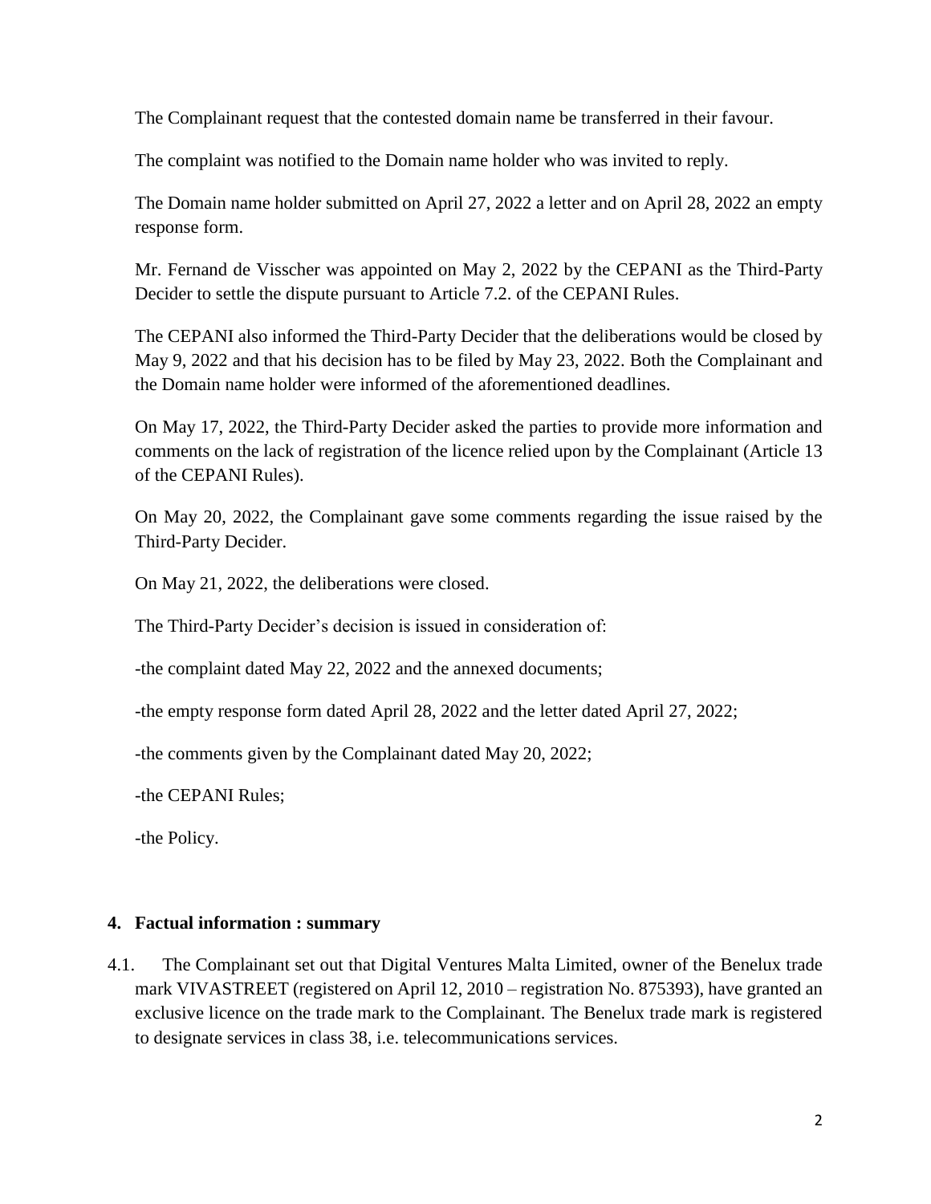The Complainant request that the contested domain name be transferred in their favour.

The complaint was notified to the Domain name holder who was invited to reply.

The Domain name holder submitted on April 27, 2022 a letter and on April 28, 2022 an empty response form.

Mr. Fernand de Visscher was appointed on May 2, 2022 by the CEPANI as the Third-Party Decider to settle the dispute pursuant to Article 7.2. of the CEPANI Rules.

The CEPANI also informed the Third-Party Decider that the deliberations would be closed by May 9, 2022 and that his decision has to be filed by May 23, 2022. Both the Complainant and the Domain name holder were informed of the aforementioned deadlines.

On May 17, 2022, the Third-Party Decider asked the parties to provide more information and comments on the lack of registration of the licence relied upon by the Complainant (Article 13 of the CEPANI Rules).

On May 20, 2022, the Complainant gave some comments regarding the issue raised by the Third-Party Decider.

On May 21, 2022, the deliberations were closed.

The Third-Party Decider's decision is issued in consideration of:

-the complaint dated May 22, 2022 and the annexed documents;

-the empty response form dated April 28, 2022 and the letter dated April 27, 2022;

-the comments given by the Complainant dated May 20, 2022;

-the CEPANI Rules;

-the Policy.

## 4. Factual information : summary

4.1. The Complainant set out that Digital Ventures Malta Limited, owner of the Benelux trade mark VIVASTREET (registered on April 12, 2010 – registration No. 875393), have granted an exclusive licence on the trade mark to the Complainant. The Benelux trade mark is registered to designate services in class 38, i.e. telecommunications services.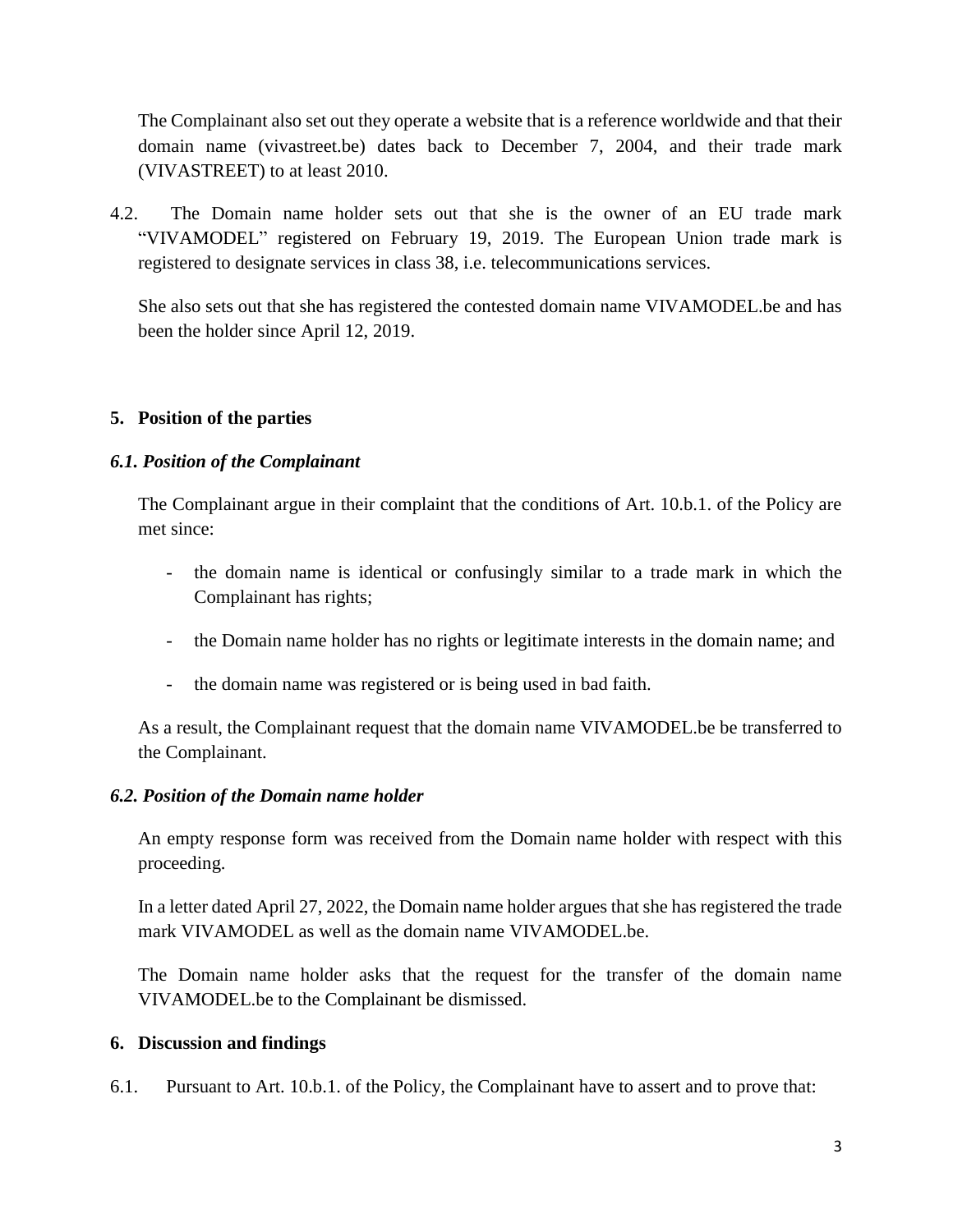The Complainant also set out they operate a website that is a reference worldwide and that their domain name (vivastreet.be) dates back to December 7, 2004, and their trade mark (VIVASTREET) to at least 2010.

4.2. The Domain name holder sets out that she is the owner of an EU trade mark "VIVAMODEL" registered on February 19, 2019. The European Union trade mark is registered to designate services in class 38, i.e. telecommunications services.

She also sets out that she has registered the contested domain name VIVAMODEL.be and has been the holder since April 12, 2019.

## 5. Position of the parties

### *6.1. Position of the Complainant*

The Complainant argue in their complaint that the conditions of Art. 10.b.1. of the Policy are met since:

- the domain name is identical or confusingly similar to a trade mark in which the Complainant has rights;
- the Domain name holder has no rights or legitimate interests in the domain name; and
- the domain name was registered or is being used in bad faith.

As a result, the Complainant request that the domain name VIVAMODEL.be be transferred to the Complainant.

### *6.2. Position of the Domain name holder*

An empty response form was received from the Domain name holder with respect with this proceeding.

In a letter dated April 27, 2022, the Domain name holder argues that she has registered the trade mark VIVAMODEL as well as the domain name VIVAMODEL.be.

The Domain name holder asks that the request for the transfer of the domain name VIVAMODEL.be to the Complainant be dismissed.

## 6. Discussion and findings

6.1. Pursuant to Art. 10.b.1. of the Policy, the Complainant have to assert and to prove that: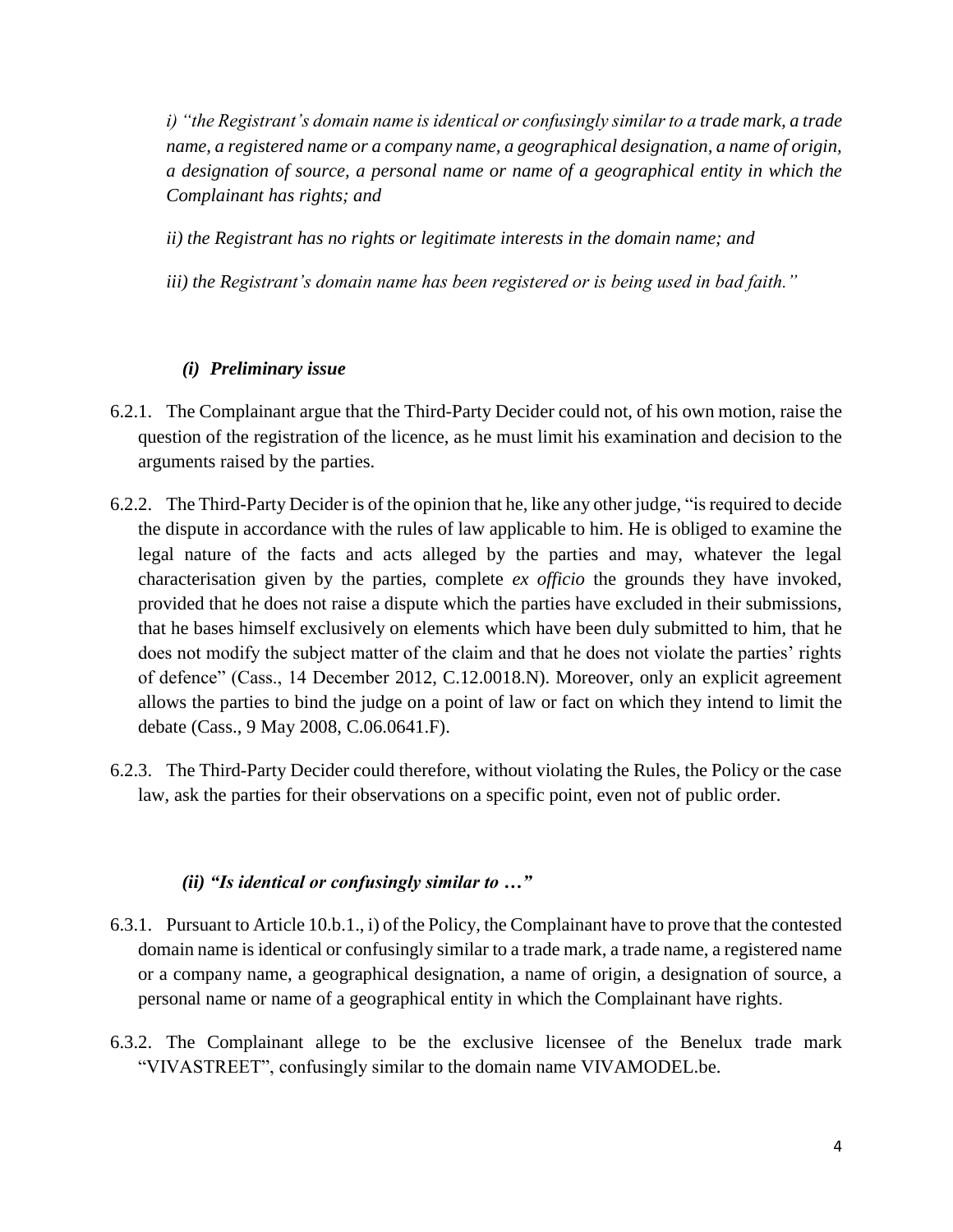*i) "the Registrant's domain name is identical or confusingly similar to a trade mark, a trade name, a registered name or a company name, a geographical designation, a name of origin, a designation of source, a personal name or name of a geographical entity in which the Complainant has rights; and*

*ii) the Registrant has no rights or legitimate interests in the domain name; and*

*iii) the Registrant's domain name has been registered or is being used in bad faith."*

### *(i) Preliminary issue*

6.2.1. The Complainant argue that the Third-Party Decider could not, of his own motion, raise the question of the registration of the licence, as he must limit his examination and decision to the arguments raised by the parties.

6.2.2. The Third-Party Decider is of the opinion that he, like any other judge, "is required to decide the dispute in accordance with the rules of law applicable to him. He is obliged to examine the legal nature of the facts and acts alleged by the parties and may, whatever the legal characterisation given by the parties, complete *ex officio* the grounds they have invoked, provided that he does not raise a dispute which the parties have excluded in their submissions, that he bases himself exclusively on elements which have been duly submitted to him, that he does not modify the subject matter of the claim and that he does not violate the parties' rights of defence" (Cass., 14 December 2012, C.12.0018.N). Moreover, only an explicit agreement allows the parties to bind the judge on a point of law or fact on which they intend to limit the debate (Cass., 9 May 2008, C.06.0641.F).

6.2.3. The Third-Party Decider could therefore, without violating the Rules, the Policy or the case law, ask the parties for their observations on a specific point, even not of public order.

### *(ii) "Is identical or confusingly similar to …"*

6.3.1. Pursuant to Article 10.b.1., i) of the Policy, the Complainant have to prove that the contested domain name is identical or confusingly similar to a trade mark, a trade name, a registered name or a company name, a geographical designation, a name of origin, a designation of source, a personal name or name of a geographical entity in which the Complainant have rights.

6.3.2. The Complainant allege to be the exclusive licensee of the Benelux trade mark "VIVASTREET", confusingly similar to the domain name VIVAMODEL.be.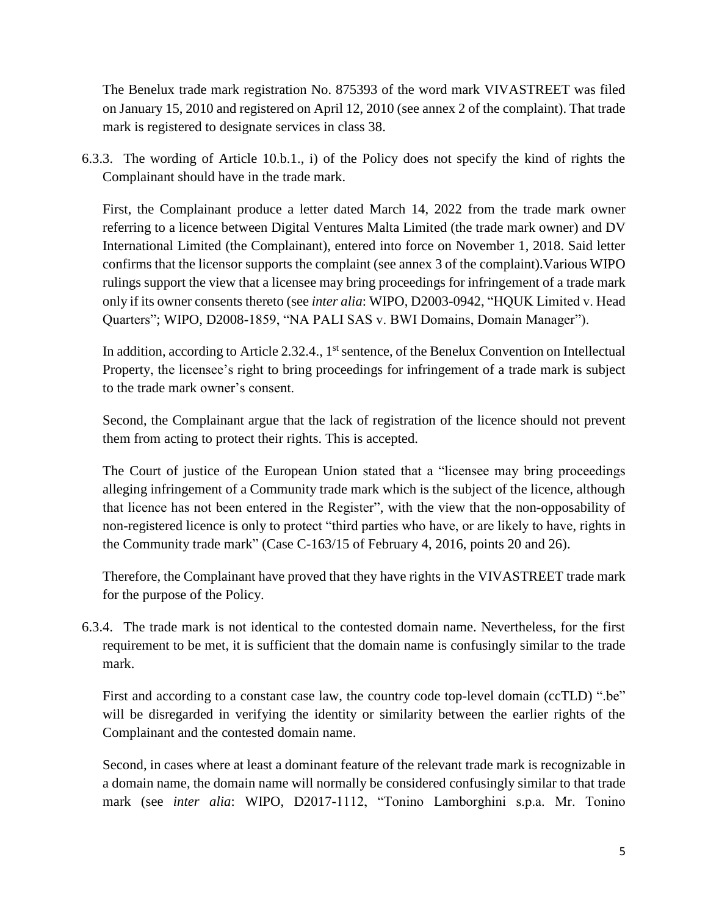The Benelux trade mark registration No. 875393 of the word mark VIVASTREET was filed on January 15, 2010 and registered on April 12, 2010 (see annex 2 of the complaint). That trade mark is registered to designate services in class 38.

6.3.3. The wording of Article 10.b.1., i) of the Policy does not specify the kind of rights the Complainant should have in the trade mark.

First, the Complainant produce a letter dated March 14, 2022 from the trade mark owner referring to a licence between Digital Ventures Malta Limited (the trade mark owner) and DV International Limited (the Complainant), entered into force on November 1, 2018. Said letter confirms that the licensor supports the complaint (see annex 3 of the complaint).Various WIPO rulings support the view that a licensee may bring proceedings for infringement of a trade mark only if its owner consents thereto (see *inter alia*: WIPO, D2003-0942, "HQUK Limited v. Head Quarters"; WIPO, D2008-1859, "NA PALI SAS v. BWI Domains, Domain Manager").

In addition, according to Article 2.32.4., 1st sentence, of the Benelux Convention on Intellectual Property, the licensee's right to bring proceedings for infringement of a trade mark is subject to the trade mark owner's consent.

Second, the Complainant argue that the lack of registration of the licence should not prevent them from acting to protect their rights. This is accepted.

The Court of justice of the European Union stated that a "licensee may bring proceedings alleging infringement of a Community trade mark which is the subject of the licence, although that licence has not been entered in the Register", with the view that the non-opposability of non-registered licence is only to protect "third parties who have, or are likely to have, rights in the Community trade mark" (Case C-163/15 of February 4, 2016, points 20 and 26).

Therefore, the Complainant have proved that they have rights in the VIVASTREET trade mark for the purpose of the Policy.

6.3.4. The trade mark is not identical to the contested domain name. Nevertheless, for the first requirement to be met, it is sufficient that the domain name is confusingly similar to the trade mark.

First and according to a constant case law, the country code top-level domain (ccTLD) ".be" will be disregarded in verifying the identity or similarity between the earlier rights of the Complainant and the contested domain name.

Second, in cases where at least a dominant feature of the relevant trade mark is recognizable in a domain name, the domain name will normally be considered confusingly similar to that trade mark (see *inter alia*: WIPO, D2017-1112, "Tonino Lamborghini s.p.a. Mr. Tonino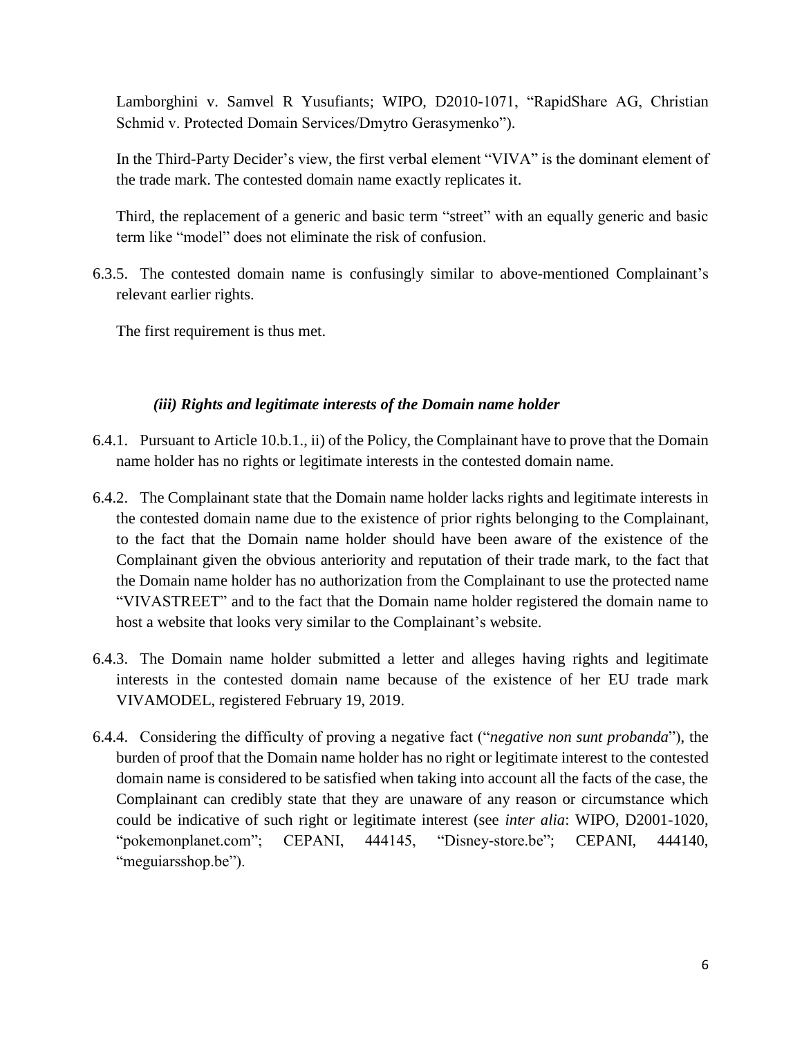Lamborghini v. Samvel R Yusufiants; WIPO, D2010-1071, "RapidShare AG, Christian Schmid v. Protected Domain Services/Dmytro Gerasymenko").

In the Third-Party Decider's view, the first verbal element "VIVA" is the dominant element of the trade mark. The contested domain name exactly replicates it.

Third, the replacement of a generic and basic term "street" with an equally generic and basic term like "model" does not eliminate the risk of confusion.

6.3.5. The contested domain name is confusingly similar to above-mentioned Complainant's relevant earlier rights.

The first requirement is thus met.

### *(iii) Rights and legitimate interests of the Domain name holder*

6.4.1. Pursuant to Article 10.b.1., ii) of the Policy, the Complainant have to prove that the Domain name holder has no rights or legitimate interests in the contested domain name.

6.4.2. The Complainant state that the Domain name holder lacks rights and legitimate interests in the contested domain name due to the existence of prior rights belonging to the Complainant, to the fact that the Domain name holder should have been aware of the existence of the Complainant given the obvious anteriority and reputation of their trade mark, to the fact that the Domain name holder has no authorization from the Complainant to use the protected name "VIVASTREET" and to the fact that the Domain name holder registered the domain name to host a website that looks very similar to the Complainant's website.

6.4.3. The Domain name holder submitted a letter and alleges having rights and legitimate interests in the contested domain name because of the existence of her EU trade mark VIVAMODEL, registered February 19, 2019.

6.4.4. Considering the difficulty of proving a negative fact ("*negative non sunt probanda*"), the burden of proof that the Domain name holder has no right or legitimate interest to the contested domain name is considered to be satisfied when taking into account all the facts of the case, the Complainant can credibly state that they are unaware of any reason or circumstance which could be indicative of such right or legitimate interest (see *inter alia*: WIPO, D2001-1020, "pokemonplanet.com"; CEPANI, 444145, "Disney-store.be"; CEPANI, 444140, "meguiarsshop.be").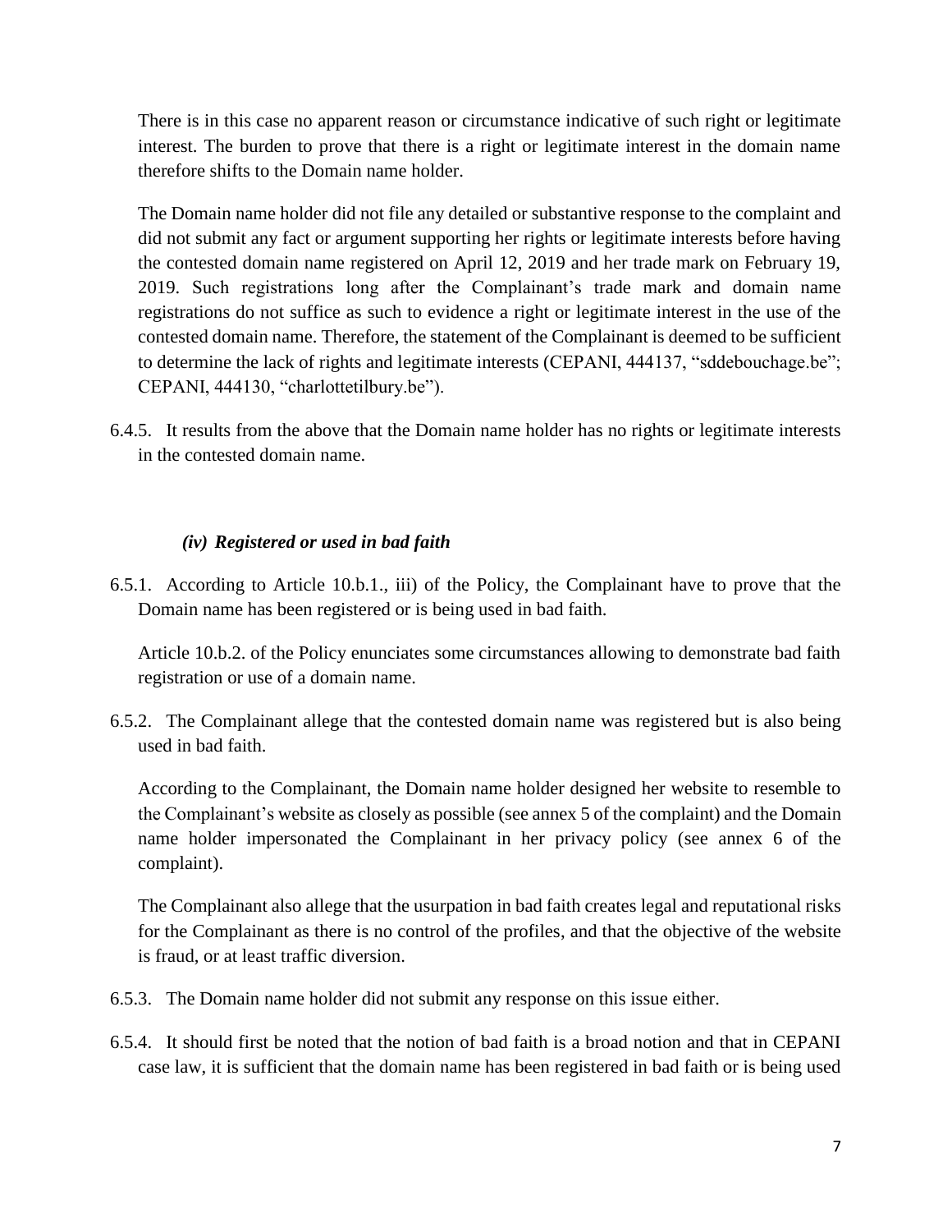There is in this case no apparent reason or circumstance indicative of such right or legitimate interest. The burden to prove that there is a right or legitimate interest in the domain name therefore shifts to the Domain name holder.

The Domain name holder did not file any detailed or substantive response to the complaint and did not submit any fact or argument supporting her rights or legitimate interests before having the contested domain name registered on April 12, 2019 and her trade mark on February 19, 2019. Such registrations long after the Complainant's trade mark and domain name registrations do not suffice as such to evidence a right or legitimate interest in the use of the contested domain name. Therefore, the statement of the Complainant is deemed to be sufficient to determine the lack of rights and legitimate interests (CEPANI, 444137, "sddebouchage.be"; CEPANI, 444130, "charlottetilbury.be").

6.4.5. It results from the above that the Domain name holder has no rights or legitimate interests in the contested domain name.

### *(iv) Registered or used in bad faith*

6.5.1. According to Article 10.b.1., iii) of the Policy, the Complainant have to prove that the Domain name has been registered or is being used in bad faith.

Article 10.b.2. of the Policy enunciates some circumstances allowing to demonstrate bad faith registration or use of a domain name.

6.5.2. The Complainant allege that the contested domain name was registered but is also being used in bad faith.

According to the Complainant, the Domain name holder designed her website to resemble to the Complainant's website as closely as possible (see annex 5 of the complaint) and the Domain name holder impersonated the Complainant in her privacy policy (see annex 6 of the complaint).

The Complainant also allege that the usurpation in bad faith creates legal and reputational risks for the Complainant as there is no control of the profiles, and that the objective of the website is fraud, or at least traffic diversion.

6.5.3. The Domain name holder did not submit any response on this issue either.

6.5.4. It should first be noted that the notion of bad faith is a broad notion and that in CEPANI case law, it is sufficient that the domain name has been registered in bad faith or is being used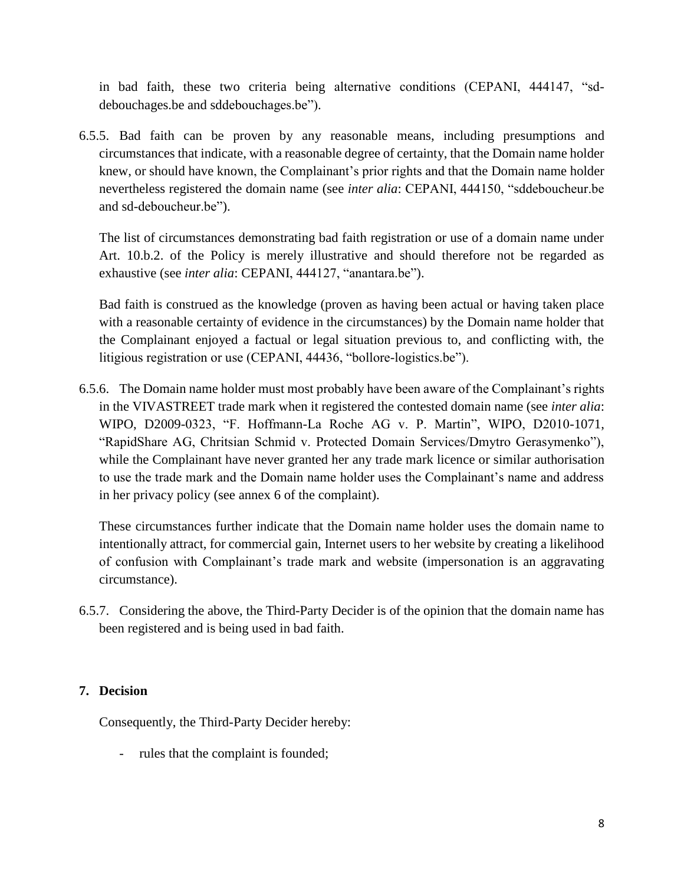in bad faith, these two criteria being alternative conditions (CEPANI, 444147, "sd-debouchages.be and sddebouchages.be").

6.5.5. Bad faith can be proven by any reasonable means, including presumptions and circumstances that indicate, with a reasonable degree of certainty, that the Domain name holder knew, or should have known, the Complainant's prior rights and that the Domain name holder nevertheless registered the domain name (see *inter alia*: CEPANI, 444150, "sddeboucheur.be and sd-deboucheur.be").

The list of circumstances demonstrating bad faith registration or use of a domain name under Art. 10.b.2. of the Policy is merely illustrative and should therefore not be regarded as exhaustive (see *inter alia*: CEPANI, 444127, "anantara.be").

Bad faith is construed as the knowledge (proven as having been actual or having taken place with a reasonable certainty of evidence in the circumstances) by the Domain name holder that the Complainant enjoyed a factual or legal situation previous to, and conflicting with, the litigious registration or use (CEPANI, 44436, "bollore-logistics.be").

6.5.6. The Domain name holder must most probably have been aware of the Complainant's rights in the VIVASTREET trade mark when it registered the contested domain name (see *inter alia*: WIPO, D2009-0323, "F. Hoffmann-La Roche AG v. P. Martin", WIPO, D2010-1071, "RapidShare AG, Chritsian Schmid v. Protected Domain Services/Dmytro Gerasymenko"), while the Complainant have never granted her any trade mark licence or similar authorisation to use the trade mark and the Domain name holder uses the Complainant's name and address in her privacy policy (see annex 6 of the complaint).

These circumstances further indicate that the Domain name holder uses the domain name to intentionally attract, for commercial gain, Internet users to her website by creating a likelihood of confusion with Complainant's trade mark and website (impersonation is an aggravating circumstance).

6.5.7. Considering the above, the Third-Party Decider is of the opinion that the domain name has been registered and is being used in bad faith.

## 7. Decision

Consequently, the Third-Party Decider hereby:

- rules that the complaint is founded;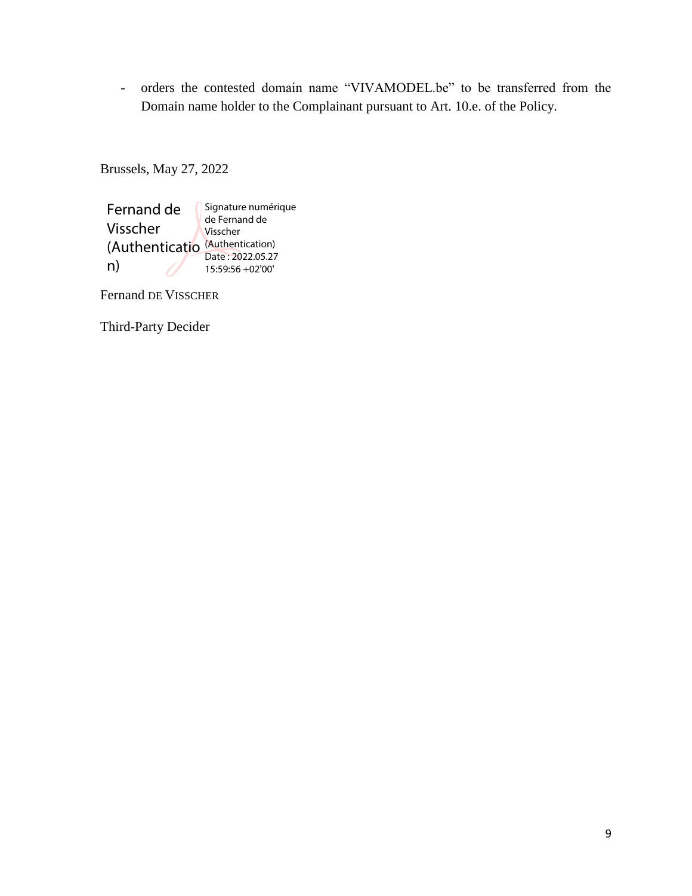- orders the contested domain name “VIVAMODEL.be” to be transferred from the Domain name holder to the Complainant pursuant to Art. 10.e. of the Policy.

Brussels, May 27, 2022

Fernand de Visscher (Authentication)

Signature numérique de Fernand de Visscher (Authentication)
Date : 2022.05.27 15:59:56 +02'00'

Fernand DE VISSCHER

Third-Party Decider